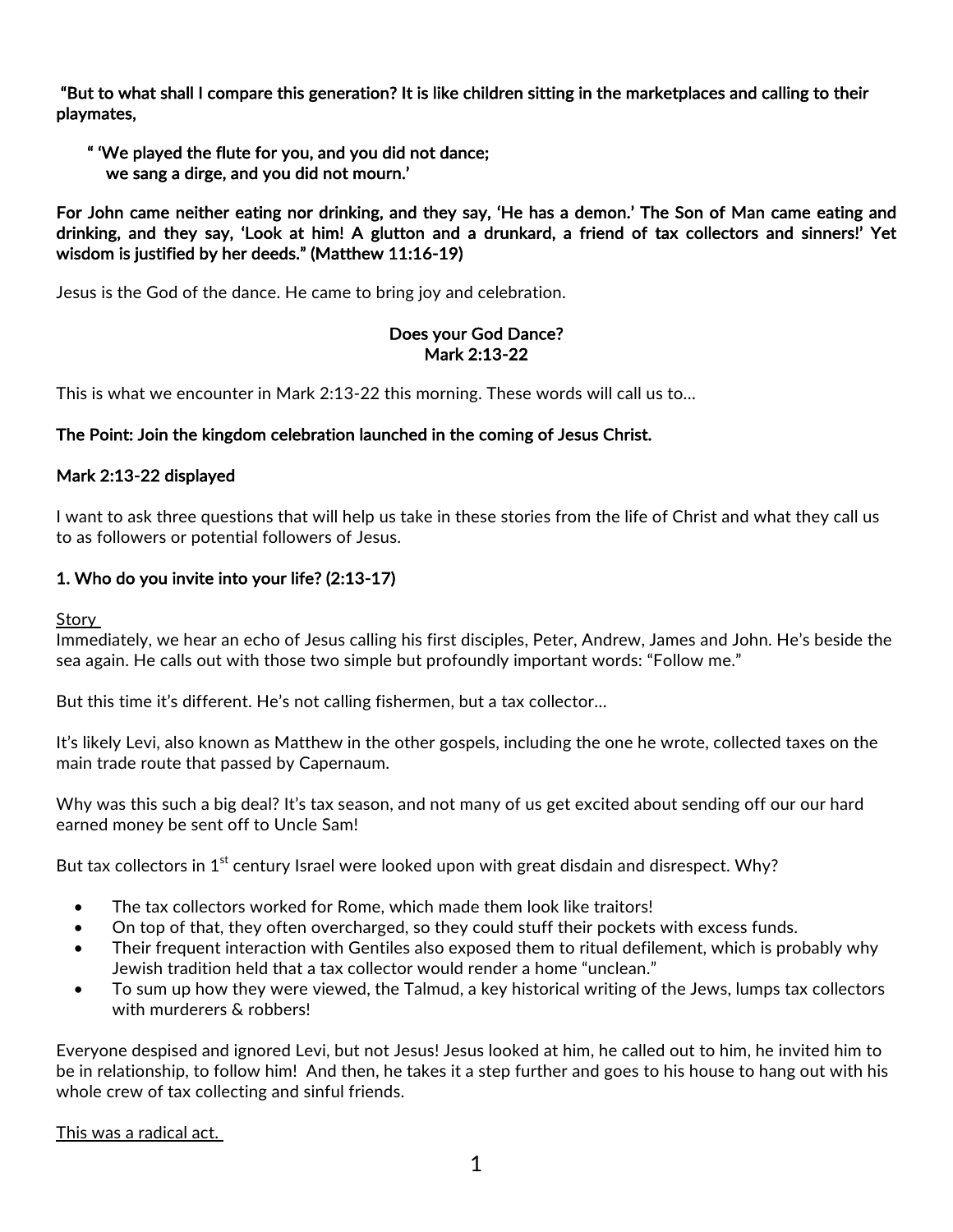**"But to what shall I compare this generation? It is like children sitting in the marketplaces and calling to their playmates,**

> **" 'We played the flute for you, and you did not dance;**
> **we sang a dirge, and you did not mourn.'**

**For John came neither eating nor drinking, and they say, 'He has a demon.' The Son of Man came eating and drinking, and they say, 'Look at him! A glutton and a drunkard, a friend of tax collectors and sinners!' Yet wisdom is justified by her deeds." (Matthew 11:16-19)**

Jesus is the God of the dance. He came to bring joy and celebration.

**Does your God Dance?**
**Mark 2:13-22**

This is what we encounter in Mark 2:13-22 this morning. These words will call us to…

**The Point: Join the kingdom celebration launched in the coming of Jesus Christ.**

**Mark 2:13-22 displayed**

I want to ask three questions that will help us take in these stories from the life of Christ and what they call us to as followers or potential followers of Jesus.

**1. Who do you invite into your life? (2:13-17)**

<u>Story</u>
Immediately, we hear an echo of Jesus calling his first disciples, Peter, Andrew, James and John. He's beside the sea again. He calls out with those two simple but profoundly important words: "Follow me."

But this time it's different. He's not calling fishermen, but a tax collector…

It's likely Levi, also known as Matthew in the other gospels, including the one he wrote, collected taxes on the main trade route that passed by Capernaum.

Why was this such a big deal? It's tax season, and not many of us get excited about sending off our our hard earned money be sent off to Uncle Sam!

But tax collectors in 1st century Israel were looked upon with great disdain and disrespect. Why?

- The tax collectors worked for Rome, which made them look like traitors!
- On top of that, they often overcharged, so they could stuff their pockets with excess funds.
- Their frequent interaction with Gentiles also exposed them to ritual defilement, which is probably why Jewish tradition held that a tax collector would render a home "unclean."
- To sum up how they were viewed, the Talmud, a key historical writing of the Jews, lumps tax collectors with murderers & robbers!

Everyone despised and ignored Levi, but not Jesus! Jesus looked at him, he called out to him, he invited him to be in relationship, to follow him! And then, he takes it a step further and goes to his house to hang out with his whole crew of tax collecting and sinful friends.

<u>This was a radical act.</u>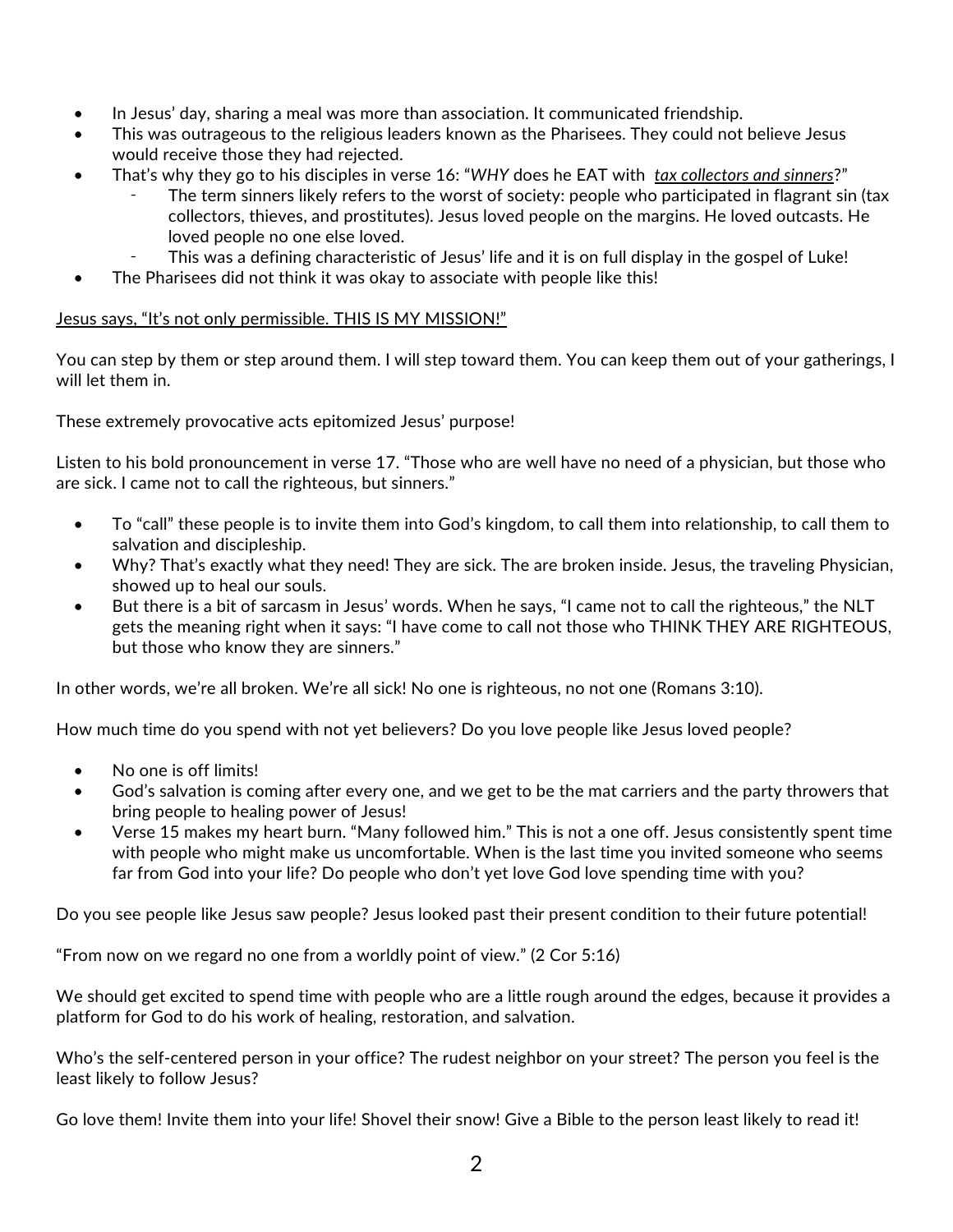- In Jesus' day, sharing a meal was more than association. It communicated friendship.
- This was outrageous to the religious leaders known as the Pharisees. They could not believe Jesus would receive those they had rejected.
- That's why they go to his disciples in verse 16: "*WHY* does he EAT with *<u>tax collectors and sinners</u>*?"
    - The term sinners likely refers to the worst of society: people who participated in flagrant sin (tax collectors, thieves, and prostitutes). Jesus loved people on the margins. He loved outcasts. He loved people no one else loved.
    - This was a defining characteristic of Jesus' life and it is on full display in the gospel of Luke!
- The Pharisees did not think it was okay to associate with people like this!

<u>Jesus says, "It's not only permissible. THIS IS MY MISSION!"</u>

You can step by them or step around them. I will step toward them. You can keep them out of your gatherings, I will let them in.

These extremely provocative acts epitomized Jesus' purpose!

Listen to his bold pronouncement in verse 17. "Those who are well have no need of a physician, but those who are sick. I came not to call the righteous, but sinners."

- To "call" these people is to invite them into God's kingdom, to call them into relationship, to call them to salvation and discipleship.
- Why? That's exactly what they need! They are sick. The are broken inside. Jesus, the traveling Physician, showed up to heal our souls.
- But there is a bit of sarcasm in Jesus' words. When he says, "I came not to call the righteous," the NLT gets the meaning right when it says: "I have come to call not those who THINK THEY ARE RIGHTEOUS, but those who know they are sinners."

In other words, we're all broken. We're all sick! No one is righteous, no not one (Romans 3:10).

How much time do you spend with not yet believers? Do you love people like Jesus loved people?

- No one is off limits!
- God's salvation is coming after every one, and we get to be the mat carriers and the party throwers that bring people to healing power of Jesus!
- Verse 15 makes my heart burn. "Many followed him." This is not a one off. Jesus consistently spent time with people who might make us uncomfortable. When is the last time you invited someone who seems far from God into your life? Do people who don't yet love God love spending time with you?

Do you see people like Jesus saw people? Jesus looked past their present condition to their future potential!

"From now on we regard no one from a worldly point of view." (2 Cor 5:16)

We should get excited to spend time with people who are a little rough around the edges, because it provides a platform for God to do his work of healing, restoration, and salvation.

Who's the self-centered person in your office? The rudest neighbor on your street? The person you feel is the least likely to follow Jesus?

Go love them! Invite them into your life! Shovel their snow! Give a Bible to the person least likely to read it!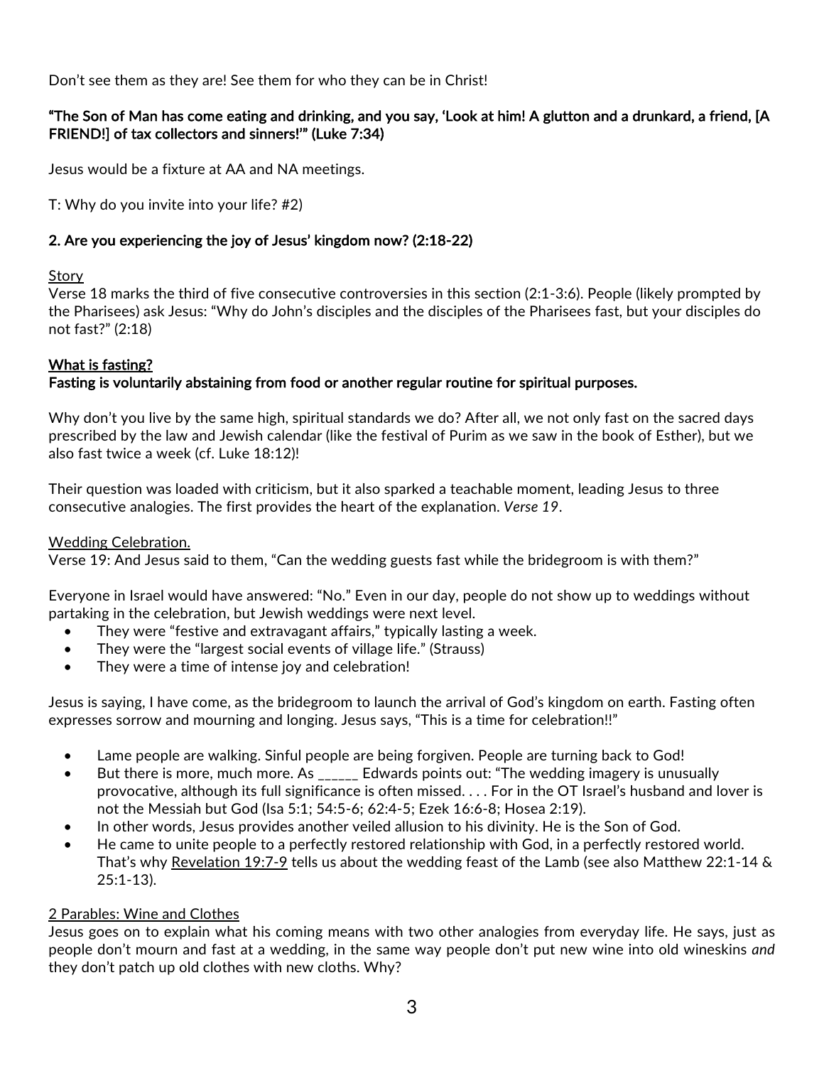Don't see them as they are! See them for who they can be in Christ!

**"The Son of Man has come eating and drinking, and you say, 'Look at him! A glutton and a drunkard, a friend, [A FRIEND!] of tax collectors and sinners!'" (Luke 7:34)**

Jesus would be a fixture at AA and NA meetings.

T: Why do you invite into your life? #2)

**2. Are you experiencing the joy of Jesus' kingdom now? (2:18-22)**

<u>Story</u>
Verse 18 marks the third of five consecutive controversies in this section (2:1-3:6). People (likely prompted by the Pharisees) ask Jesus: "Why do John's disciples and the disciples of the Pharisees fast, but your disciples do not fast?" (2:18)

**<u>What is fasting?</u>**
**Fasting is voluntarily abstaining from food or another regular routine for spiritual purposes.**

Why don't you live by the same high, spiritual standards we do? After all, we not only fast on the sacred days prescribed by the law and Jewish calendar (like the festival of Purim as we saw in the book of Esther), but we also fast twice a week (cf. Luke 18:12)!

Their question was loaded with criticism, but it also sparked a teachable moment, leading Jesus to three consecutive analogies. The first provides the heart of the explanation. *Verse 19*.

<u>Wedding Celebration.</u>
Verse 19: And Jesus said to them, "Can the wedding guests fast while the bridegroom is with them?"

Everyone in Israel would have answered: "No." Even in our day, people do not show up to weddings without partaking in the celebration, but Jewish weddings were next level.

- They were "festive and extravagant affairs," typically lasting a week.
- They were the "largest social events of village life." (Strauss)
- They were a time of intense joy and celebration!

Jesus is saying, I have come, as the bridegroom to launch the arrival of God's kingdom on earth. Fasting often expresses sorrow and mourning and longing. Jesus says, "This is a time for celebration!!"

- Lame people are walking. Sinful people are being forgiven. People are turning back to God!
- But there is more, much more. As ______ Edwards points out: "The wedding imagery is unusually provocative, although its full significance is often missed. . . . For in the OT Israel's husband and lover is not the Messiah but God (Isa 5:1; 54:5-6; 62:4-5; Ezek 16:6-8; Hosea 2:19).
- In other words, Jesus provides another veiled allusion to his divinity. He is the Son of God.
- He came to unite people to a perfectly restored relationship with God, in a perfectly restored world. That's why <u>Revelation 19:7-9</u> tells us about the wedding feast of the Lamb (see also Matthew 22:1-14 & 25:1-13).

<u>2 Parables: Wine and Clothes</u>
Jesus goes on to explain what his coming means with two other analogies from everyday life. He says, just as people don't mourn and fast at a wedding, in the same way people don't put new wine into old wineskins *and* they don't patch up old clothes with new cloths. Why?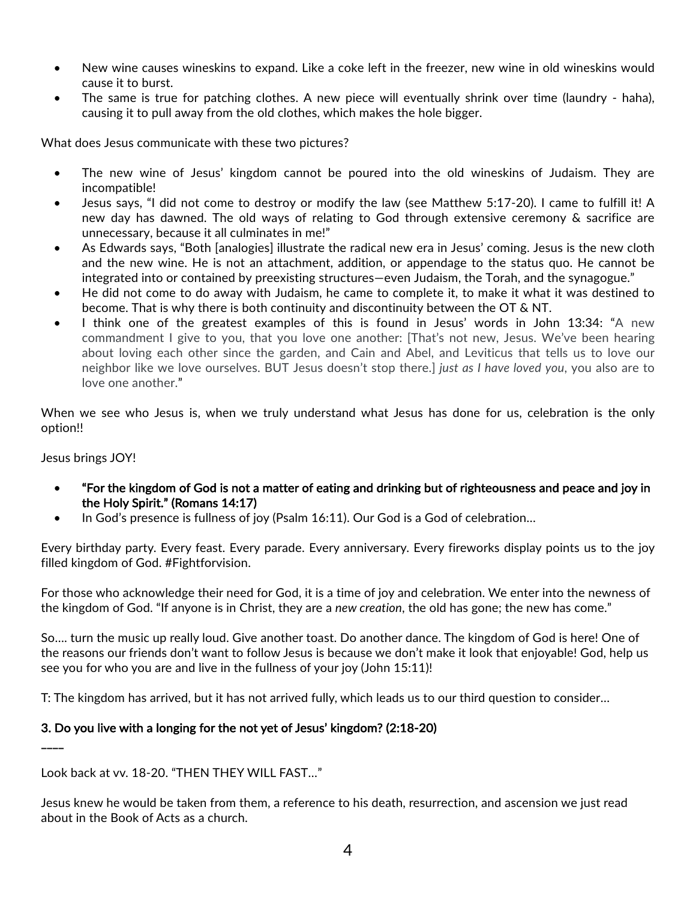- New wine causes wineskins to expand. Like a coke left in the freezer, new wine in old wineskins would cause it to burst.
- The same is true for patching clothes. A new piece will eventually shrink over time (laundry - haha), causing it to pull away from the old clothes, which makes the hole bigger.

What does Jesus communicate with these two pictures?

- The new wine of Jesus' kingdom cannot be poured into the old wineskins of Judaism. They are incompatible!
- Jesus says, "I did not come to destroy or modify the law (see Matthew 5:17-20). I came to fulfill it! A new day has dawned. The old ways of relating to God through extensive ceremony & sacrifice are unnecessary, because it all culminates in me!"
- As Edwards says, "Both [analogies] illustrate the radical new era in Jesus' coming. Jesus is the new cloth and the new wine. He is not an attachment, addition, or appendage to the status quo. He cannot be integrated into or contained by preexisting structures—even Judaism, the Torah, and the synagogue."
- He did not come to do away with Judaism, he came to complete it, to make it what it was destined to become. That is why there is both continuity and discontinuity between the OT & NT.
- I think one of the greatest examples of this is found in Jesus' words in John 13:34: "A new commandment I give to you, that you love one another: [That's not new, Jesus. We've been hearing about loving each other since the garden, and Cain and Abel, and Leviticus that tells us to love our neighbor like we love ourselves. BUT Jesus doesn't stop there.] *just as I have loved you*, you also are to love one another."

When we see who Jesus is, when we truly understand what Jesus has done for us, celebration is the only option!!

Jesus brings JOY!

- **"For the kingdom of God is not a matter of eating and drinking but of righteousness and peace and joy in the Holy Spirit." (Romans 14:17)**
- In God's presence is fullness of joy (Psalm 16:11). Our God is a God of celebration…

Every birthday party. Every feast. Every parade. Every anniversary. Every fireworks display points us to the joy filled kingdom of God. #Fightforvision.

For those who acknowledge their need for God, it is a time of joy and celebration. We enter into the newness of the kingdom of God. "If anyone is in Christ, they are a *new creation*, the old has gone; the new has come."

So…. turn the music up really loud. Give another toast. Do another dance. The kingdom of God is here! One of the reasons our friends don't want to follow Jesus is because we don't make it look that enjoyable! God, help us see you for who you are and live in the fullness of your joy (John 15:11)!

T: The kingdom has arrived, but it has not arrived fully, which leads us to our third question to consider…

**3. Do you live with a longing for the not yet of Jesus' kingdom? (2:18-20)**

____

Look back at vv. 18-20. "THEN THEY WILL FAST…"

Jesus knew he would be taken from them, a reference to his death, resurrection, and ascension we just read about in the Book of Acts as a church.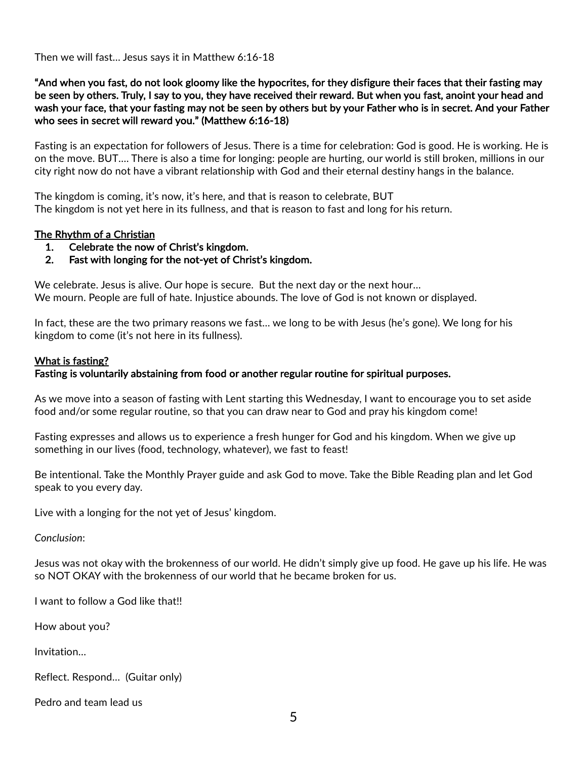Then we will fast… Jesus says it in Matthew 6:16-18

**"And when you fast, do not look gloomy like the hypocrites, for they disfigure their faces that their fasting may be seen by others. Truly, I say to you, they have received their reward. But when you fast, anoint your head and wash your face, that your fasting may not be seen by others but by your Father who is in secret. And your Father who sees in secret will reward you." (Matthew 6:16-18)**

Fasting is an expectation for followers of Jesus. There is a time for celebration: God is good. He is working. He is on the move. BUT…. There is also a time for longing: people are hurting, our world is still broken, millions in our city right now do not have a vibrant relationship with God and their eternal destiny hangs in the balance.

The kingdom is coming, it's now, it's here, and that is reason to celebrate, BUT
The kingdom is not yet here in its fullness, and that is reason to fast and long for his return.

<u>The Rhythm of a Christian</u>

1. **Celebrate the now of Christ's kingdom.**
2. **Fast with longing for the not-yet of Christ's kingdom.**

We celebrate. Jesus is alive. Our hope is secure. But the next day or the next hour…
We mourn. People are full of hate. Injustice abounds. The love of God is not known or displayed.

In fact, these are the two primary reasons we fast… we long to be with Jesus (he's gone). We long for his kingdom to come (it's not here in its fullness).

**<u>What is fasting?</u>**
**Fasting is voluntarily abstaining from food or another regular routine for spiritual purposes.**

As we move into a season of fasting with Lent starting this Wednesday, I want to encourage you to set aside food and/or some regular routine, so that you can draw near to God and pray his kingdom come!

Fasting expresses and allows us to experience a fresh hunger for God and his kingdom. When we give up something in our lives (food, technology, whatever), we fast to feast!

Be intentional. Take the Monthly Prayer guide and ask God to move. Take the Bible Reading plan and let God speak to you every day.

Live with a longing for the not yet of Jesus' kingdom.

*Conclusion*:

Jesus was not okay with the brokenness of our world. He didn't simply give up food. He gave up his life. He was so NOT OKAY with the brokenness of our world that he became broken for us.

I want to follow a God like that!!

How about you?

Invitation…

Reflect. Respond… (Guitar only)

Pedro and team lead us